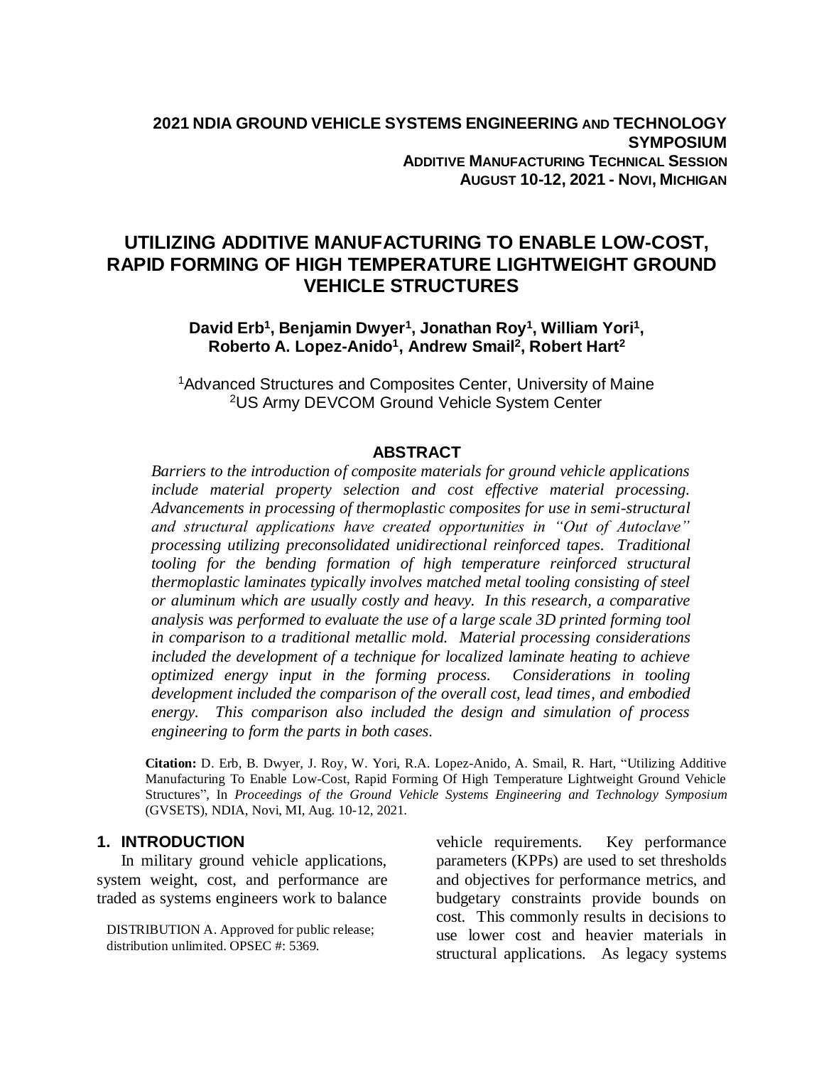**2021 NDIA GROUND VEHICLE SYSTEMS ENGINEERING AND TECHNOLOGY SYMPOSIUM**
**ADDITIVE MANUFACTURING TECHNICAL SESSION**
**AUGUST 10-12, 2021 - NOVI, MICHIGAN**

# UTILIZING ADDITIVE MANUFACTURING TO ENABLE LOW-COST, RAPID FORMING OF HIGH TEMPERATURE LIGHTWEIGHT GROUND VEHICLE STRUCTURES

**David Erb[1], Benjamin Dwyer[1], Jonathan Roy[1], William Yori[1], Roberto A. Lopez-Anido[1], Andrew Smail[2], Robert Hart[2]**

[1]Advanced Structures and Composites Center, University of Maine
[2]US Army DEVCOM Ground Vehicle System Center

## ABSTRACT

*Barriers to the introduction of composite materials for ground vehicle applications include material property selection and cost effective material processing. Advancements in processing of thermoplastic composites for use in semi-structural and structural applications have created opportunities in "Out of Autoclave" processing utilizing preconsolidated unidirectional reinforced tapes. Traditional tooling for the bending formation of high temperature reinforced structural thermoplastic laminates typically involves matched metal tooling consisting of steel or aluminum which are usually costly and heavy. In this research, a comparative analysis was performed to evaluate the use of a large scale 3D printed forming tool in comparison to a traditional metallic mold. Material processing considerations included the development of a technique for localized laminate heating to achieve optimized energy input in the forming process. Considerations in tooling development included the comparison of the overall cost, lead times, and embodied energy. This comparison also included the design and simulation of process engineering to form the parts in both cases.*

**Citation:** D. Erb, B. Dwyer, J. Roy, W. Yori, R.A. Lopez-Anido, A. Smail, R. Hart, "Utilizing Additive Manufacturing To Enable Low-Cost, Rapid Forming Of High Temperature Lightweight Ground Vehicle Structures", In *Proceedings of the Ground Vehicle Systems Engineering and Technology Symposium* (GVSETS), NDIA, Novi, MI, Aug. 10-12, 2021.

## 1. INTRODUCTION

In military ground vehicle applications, system weight, cost, and performance are traded as systems engineers work to balance vehicle requirements. Key performance parameters (KPPs) are used to set thresholds and objectives for performance metrics, and budgetary constraints provide bounds on cost. This commonly results in decisions to use lower cost and heavier materials in structural applications. As legacy systems

DISTRIBUTION A. Approved for public release; distribution unlimited. OPSEC #: 5369.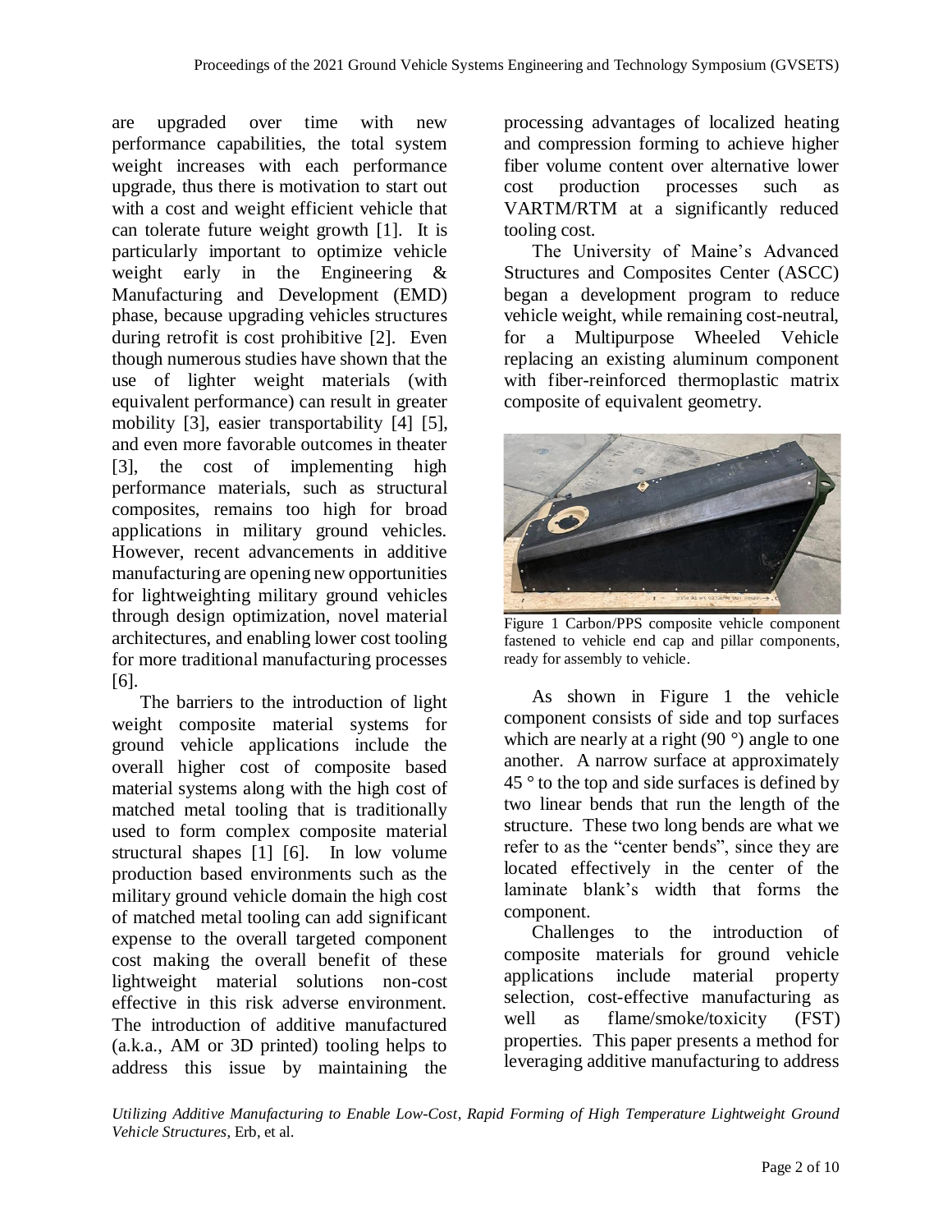are upgraded over time with new performance capabilities, the total system weight increases with each performance upgrade, thus there is motivation to start out with a cost and weight efficient vehicle that can tolerate future weight growth [1]. It is particularly important to optimize vehicle weight early in the Engineering & Manufacturing and Development (EMD) phase, because upgrading vehicles structures during retrofit is cost prohibitive [2]. Even though numerous studies have shown that the use of lighter weight materials (with equivalent performance) can result in greater mobility [3], easier transportability [4] [5], and even more favorable outcomes in theater [3], the cost of implementing high performance materials, such as structural composites, remains too high for broad applications in military ground vehicles. However, recent advancements in additive manufacturing are opening new opportunities for lightweighting military ground vehicles through design optimization, novel material architectures, and enabling lower cost tooling for more traditional manufacturing processes [6].

The barriers to the introduction of light weight composite material systems for ground vehicle applications include the overall higher cost of composite based material systems along with the high cost of matched metal tooling that is traditionally used to form complex composite material structural shapes [1] [6]. In low volume production based environments such as the military ground vehicle domain the high cost of matched metal tooling can add significant expense to the overall targeted component cost making the overall benefit of these lightweight material solutions non-cost effective in this risk adverse environment. The introduction of additive manufactured (a.k.a., AM or 3D printed) tooling helps to address this issue by maintaining the processing advantages of localized heating and compression forming to achieve higher fiber volume content over alternative lower cost production processes such as VARTM/RTM at a significantly reduced tooling cost.

The University of Maine's Advanced Structures and Composites Center (ASCC) began a development program to reduce vehicle weight, while remaining cost-neutral, for a Multipurpose Wheeled Vehicle replacing an existing aluminum component with fiber-reinforced thermoplastic matrix composite of equivalent geometry.

Figure 1 Carbon/PPS composite vehicle component fastened to vehicle end cap and pillar components, ready for assembly to vehicle.

As shown in Figure 1 the vehicle component consists of side and top surfaces which are nearly at a right (90 °) angle to one another. A narrow surface at approximately 45 ° to the top and side surfaces is defined by two linear bends that run the length of the structure. These two long bends are what we refer to as the "center bends", since they are located effectively in the center of the laminate blank's width that forms the component.

Challenges to the introduction of composite materials for ground vehicle applications include material property selection, cost-effective manufacturing as well as flame/smoke/toxicity (FST) properties. This paper presents a method for leveraging additive manufacturing to address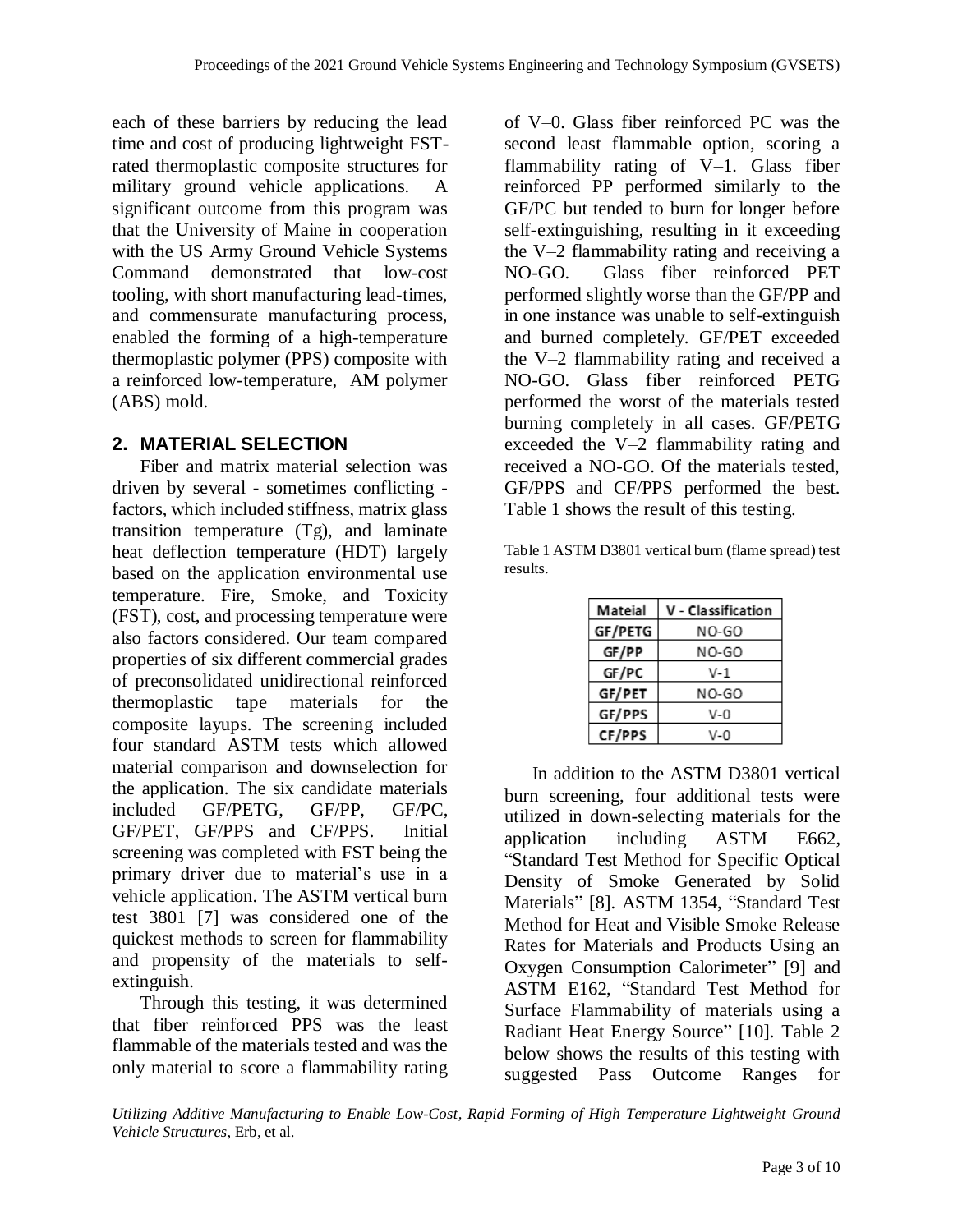each of these barriers by reducing the lead time and cost of producing lightweight FST-rated thermoplastic composite structures for military ground vehicle applications. A significant outcome from this program was that the University of Maine in cooperation with the US Army Ground Vehicle Systems Command demonstrated that low-cost tooling, with short manufacturing lead-times, and commensurate manufacturing process, enabled the forming of a high-temperature thermoplastic polymer (PPS) composite with a reinforced low-temperature, AM polymer (ABS) mold.

## 2. MATERIAL SELECTION

Fiber and matrix material selection was driven by several - sometimes conflicting - factors, which included stiffness, matrix glass transition temperature (Tg), and laminate heat deflection temperature (HDT) largely based on the application environmental use temperature. Fire, Smoke, and Toxicity (FST), cost, and processing temperature were also factors considered. Our team compared properties of six different commercial grades of preconsolidated unidirectional reinforced thermoplastic tape materials for the composite layups. The screening included four standard ASTM tests which allowed material comparison and downselection for the application. The six candidate materials included GF/PETG, GF/PP, GF/PC, GF/PET, GF/PPS and CF/PPS. Initial screening was completed with FST being the primary driver due to material's use in a vehicle application. The ASTM vertical burn test 3801 [7] was considered one of the quickest methods to screen for flammability and propensity of the materials to self-extinguish.

Through this testing, it was determined that fiber reinforced PPS was the least flammable of the materials tested and was the only material to score a flammability rating of V–0. Glass fiber reinforced PC was the second least flammable option, scoring a flammability rating of V–1. Glass fiber reinforced PP performed similarly to the GF/PC but tended to burn for longer before self-extinguishing, resulting in it exceeding the V–2 flammability rating and receiving a NO-GO. Glass fiber reinforced PET performed slightly worse than the GF/PP and in one instance was unable to self-extinguish and burned completely. GF/PET exceeded the V–2 flammability rating and received a NO-GO. Glass fiber reinforced PETG performed the worst of the materials tested burning completely in all cases. GF/PETG exceeded the V–2 flammability rating and received a NO-GO. Of the materials tested, GF/PPS and CF/PPS performed the best. Table 1 shows the result of this testing.

Table 1 ASTM D3801 vertical burn (flame spread) test results.

| Mateial | V - Classification |
|---|---|
| GF/PETG | NO-GO |
| GF/PP | NO-GO |
| GF/PC | V-1 |
| GF/PET | NO-GO |
| GF/PPS | V-0 |
| CF/PPS | V-0 |

In addition to the ASTM D3801 vertical burn screening, four additional tests were utilized in down-selecting materials for the application including ASTM E662, "Standard Test Method for Specific Optical Density of Smoke Generated by Solid Materials" [8]. ASTM 1354, "Standard Test Method for Heat and Visible Smoke Release Rates for Materials and Products Using an Oxygen Consumption Calorimeter" [9] and ASTM E162, "Standard Test Method for Surface Flammability of materials using a Radiant Heat Energy Source" [10]. Table 2 below shows the results of this testing with suggested Pass Outcome Ranges for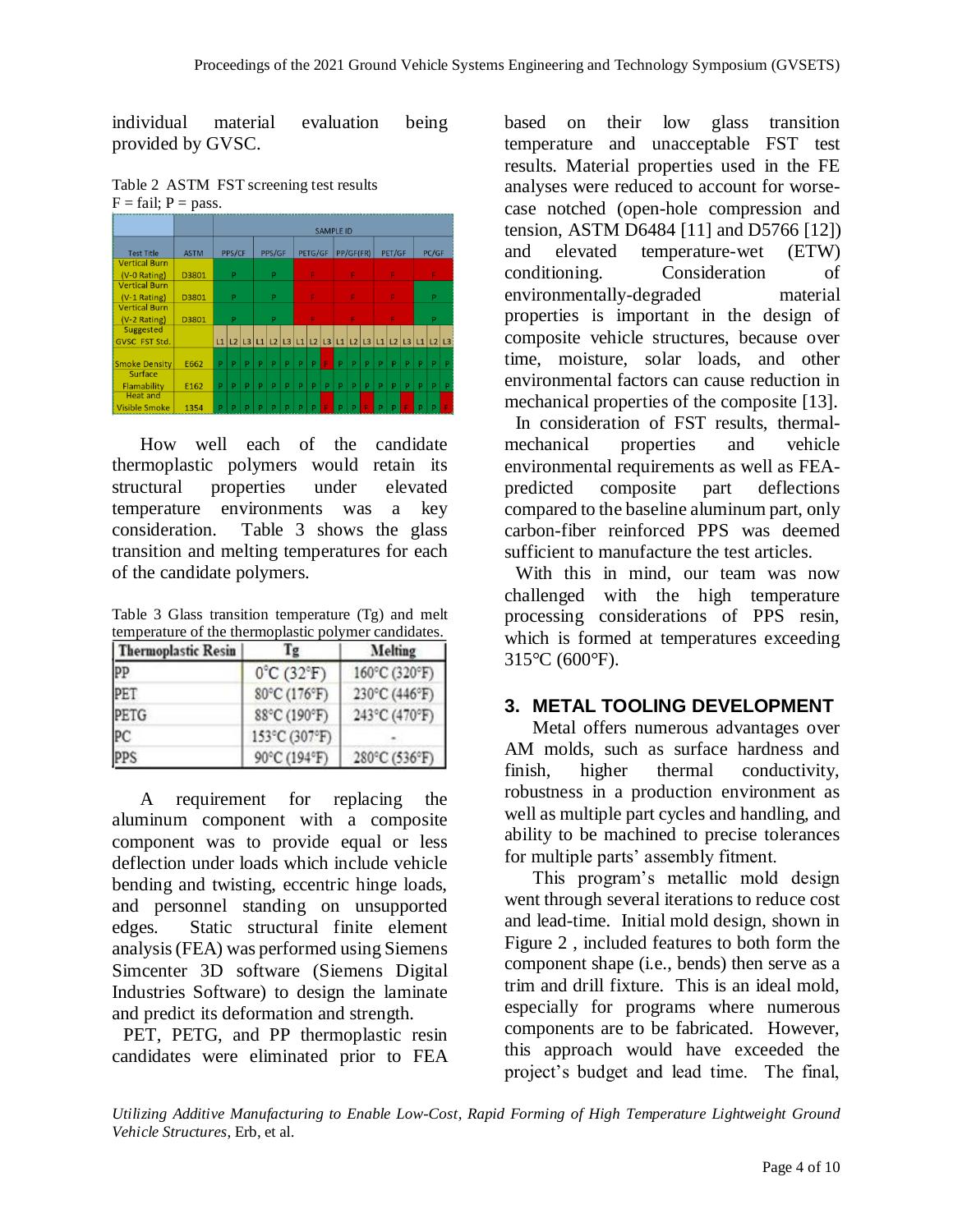individual material evaluation being provided by GVSC.

Table 2 ASTM FST screening test results
F = fail; P = pass.

| Test Title | ASTM | SAMPLE ID | | | | | | | | | | | | | | | | | |
|---|---|---|---|---|---|---|---|---|---|---|---|---|---|---|---|---|---|---|---|
| | | PPS/CF | | | PPS/GF | | | PETG/GF | | | PP/GF(FR) | | | PET/GF | | | PC/GF | | |
| Vertical Burn (V-0 Rating) | D3801 | P | | | P | | | F | | | F | | | F | | | F | | |
| Vertical Burn (V-1 Rating) | D3801 | P | | | P | | | F | | | F | | | F | | | P | | |
| Vertical Burn (V-2 Rating) | D3801 | P | | | P | | | F | | | F | | | F | | | P | | |
| Suggested GVSC FST Std. | | L1 | L2 | L3 | L1 | L2 | L3 | L1 | L2 | L3 | L1 | L2 | L3 | L1 | L2 | L3 | L1 | L2 | L3 |
| Smoke Density | E662 | P | P | P | P | P | P | P | P | F | P | P | P | P | P | P | P | P | P |
| Surface Flamability | E162 | P | P | P | P | P | P | P | P | P | P | P | P | P | P | P | P | P | P |
| Heat and Visible Smoke | 1354 | P | P | P | P | P | P | P | P | F | P | P | F | P | P | F | P | P | F |

How well each of the candidate thermoplastic polymers would retain its structural properties under elevated temperature environments was a key consideration. Table 3 shows the glass transition and melting temperatures for each of the candidate polymers.

Table 3 Glass transition temperature (Tg) and melt temperature of the thermoplastic polymer candidates.

| Thermoplastic Resin | Tg | Melting |
|---|---|---|
| PP | 0°C (32°F) | 160°C (320°F) |
| PET | 80°C (176°F) | 230°C (446°F) |
| PETG | 88°C (190°F) | 243°C (470°F) |
| PC | 153°C (307°F) | - |
| PPS | 90°C (194°F) | 280°C (536°F) |

A requirement for replacing the aluminum component with a composite component was to provide equal or less deflection under loads which include vehicle bending and twisting, eccentric hinge loads, and personnel standing on unsupported edges. Static structural finite element analysis (FEA) was performed using Siemens Simcenter 3D software (Siemens Digital Industries Software) to design the laminate and predict its deformation and strength.

PET, PETG, and PP thermoplastic resin candidates were eliminated prior to FEA based on their low glass transition temperature and unacceptable FST test results. Material properties used in the FE analyses were reduced to account for worse-case notched (open-hole compression and tension, ASTM D6484 [11] and D5766 [12]) and elevated temperature-wet (ETW) conditioning. Consideration of environmentally-degraded material properties is important in the design of composite vehicle structures, because over time, moisture, solar loads, and other environmental factors can cause reduction in mechanical properties of the composite [13].

In consideration of FST results, thermal-mechanical properties and vehicle environmental requirements as well as FEA-predicted composite part deflections compared to the baseline aluminum part, only carbon-fiber reinforced PPS was deemed sufficient to manufacture the test articles.

With this in mind, our team was now challenged with the high temperature processing considerations of PPS resin, which is formed at temperatures exceeding 315°C (600°F).

## 3. METAL TOOLING DEVELOPMENT

Metal offers numerous advantages over AM molds, such as surface hardness and finish, higher thermal conductivity, robustness in a production environment as well as multiple part cycles and handling, and ability to be machined to precise tolerances for multiple parts' assembly fitment.

This program's metallic mold design went through several iterations to reduce cost and lead-time. Initial mold design, shown in Figure 2 , included features to both form the component shape (i.e., bends) then serve as a trim and drill fixture. This is an ideal mold, especially for programs where numerous components are to be fabricated. However, this approach would have exceeded the project's budget and lead time. The final,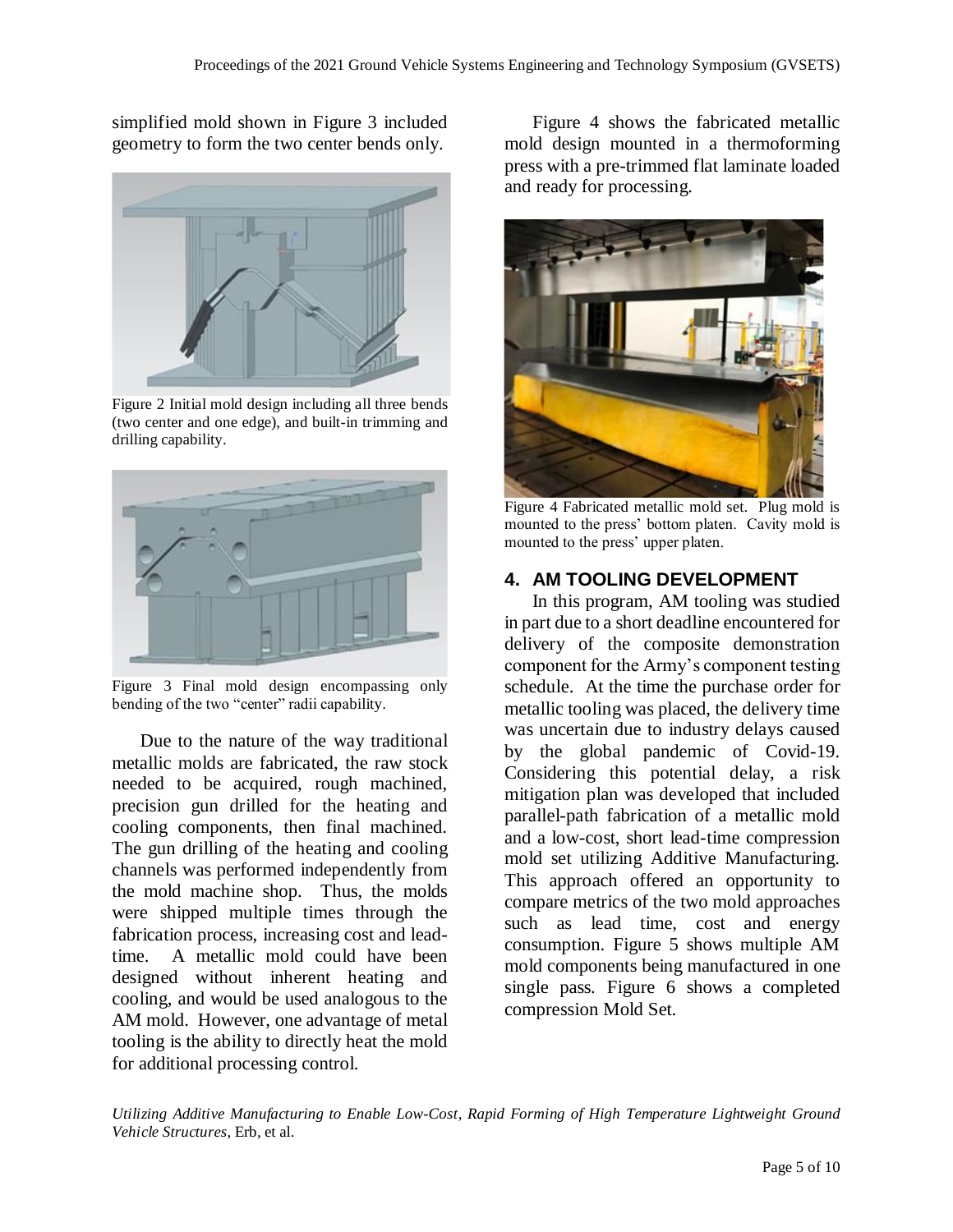simplified mold shown in Figure 3 included geometry to form the two center bends only.

Figure 2 Initial mold design including all three bends (two center and one edge), and built-in trimming and drilling capability.

Figure 3 Final mold design encompassing only bending of the two "center" radii capability.

Due to the nature of the way traditional metallic molds are fabricated, the raw stock needed to be acquired, rough machined, precision gun drilled for the heating and cooling components, then final machined. The gun drilling of the heating and cooling channels was performed independently from the mold machine shop. Thus, the molds were shipped multiple times through the fabrication process, increasing cost and lead-time. A metallic mold could have been designed without inherent heating and cooling, and would be used analogous to the AM mold. However, one advantage of metal tooling is the ability to directly heat the mold for additional processing control.

Figure 4 shows the fabricated metallic mold design mounted in a thermoforming press with a pre-trimmed flat laminate loaded and ready for processing.

Figure 4 Fabricated metallic mold set. Plug mold is mounted to the press' bottom platen. Cavity mold is mounted to the press' upper platen.

## 4. AM TOOLING DEVELOPMENT

In this program, AM tooling was studied in part due to a short deadline encountered for delivery of the composite demonstration component for the Army's component testing schedule. At the time the purchase order for metallic tooling was placed, the delivery time was uncertain due to industry delays caused by the global pandemic of Covid-19. Considering this potential delay, a risk mitigation plan was developed that included parallel-path fabrication of a metallic mold and a low-cost, short lead-time compression mold set utilizing Additive Manufacturing. This approach offered an opportunity to compare metrics of the two mold approaches such as lead time, cost and energy consumption. Figure 5 shows multiple AM mold components being manufactured in one single pass. Figure 6 shows a completed compression Mold Set.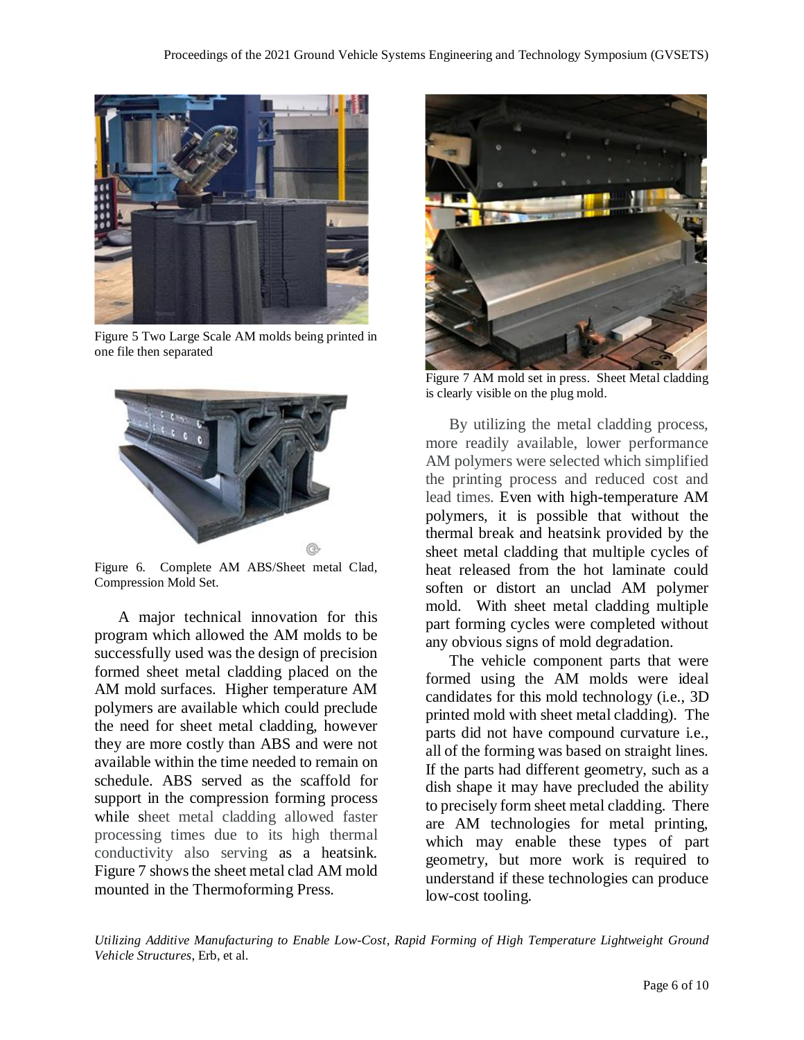Figure 5 Two Large Scale AM molds being printed in one file then separated

Figure 6. Complete AM ABS/Sheet metal Clad, Compression Mold Set.

A major technical innovation for this program which allowed the AM molds to be successfully used was the design of precision formed sheet metal cladding placed on the AM mold surfaces. Higher temperature AM polymers are available which could preclude the need for sheet metal cladding, however they are more costly than ABS and were not available within the time needed to remain on schedule. ABS served as the scaffold for support in the compression forming process while sheet metal cladding allowed faster processing times due to its high thermal conductivity also serving as a heatsink. Figure 7 shows the sheet metal clad AM mold mounted in the Thermoforming Press.

Figure 7 AM mold set in press. Sheet Metal cladding is clearly visible on the plug mold.

By utilizing the metal cladding process, more readily available, lower performance AM polymers were selected which simplified the printing process and reduced cost and lead times. Even with high-temperature AM polymers, it is possible that without the thermal break and heatsink provided by the sheet metal cladding that multiple cycles of heat released from the hot laminate could soften or distort an unclad AM polymer mold. With sheet metal cladding multiple part forming cycles were completed without any obvious signs of mold degradation.

The vehicle component parts that were formed using the AM molds were ideal candidates for this mold technology (i.e., 3D printed mold with sheet metal cladding). The parts did not have compound curvature i.e., all of the forming was based on straight lines. If the parts had different geometry, such as a dish shape it may have precluded the ability to precisely form sheet metal cladding. There are AM technologies for metal printing, which may enable these types of part geometry, but more work is required to understand if these technologies can produce low-cost tooling.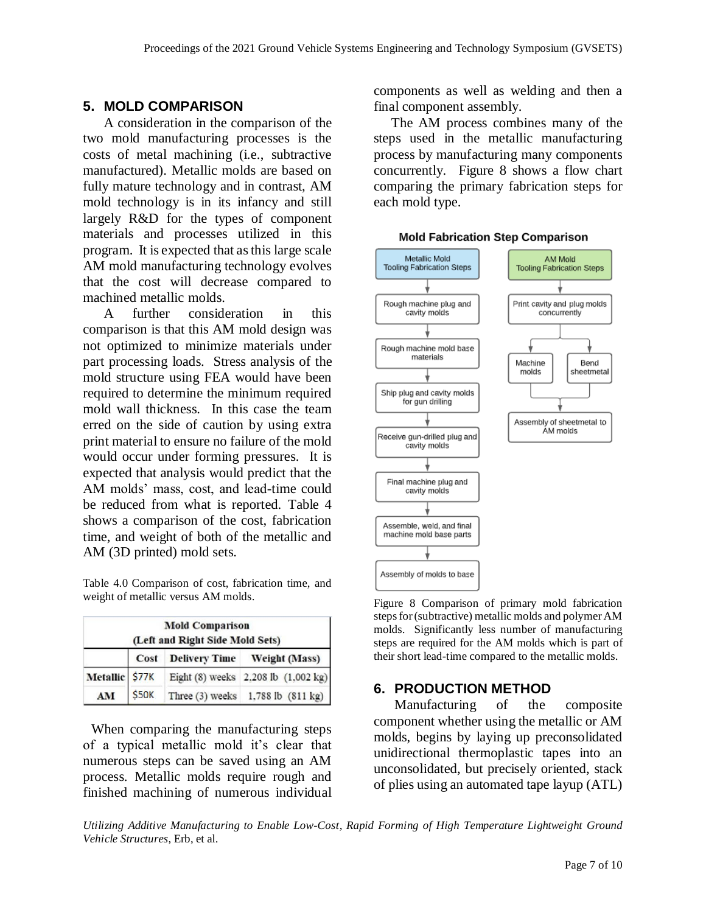## 5. MOLD COMPARISON

A consideration in the comparison of the two mold manufacturing processes is the costs of metal machining (i.e., subtractive manufactured). Metallic molds are based on fully mature technology and in contrast, AM mold technology is in its infancy and still largely R&D for the types of component materials and processes utilized in this program. It is expected that as this large scale AM mold manufacturing technology evolves that the cost will decrease compared to machined metallic molds.

A further consideration in this comparison is that this AM mold design was not optimized to minimize materials under part processing loads. Stress analysis of the mold structure using FEA would have been required to determine the minimum required mold wall thickness. In this case the team erred on the side of caution by using extra print material to ensure no failure of the mold would occur under forming pressures. It is expected that analysis would predict that the AM molds' mass, cost, and lead-time could be reduced from what is reported. Table 4 shows a comparison of the cost, fabrication time, and weight of both of the metallic and AM (3D printed) mold sets.

Table 4.0 Comparison of cost, fabrication time, and weight of metallic versus AM molds.

| Mold Comparison (Left and Right Side Mold Sets) | | | |
|---|---|---|---|
| | Cost | Delivery Time | Weight (Mass) |
| Metallic | $77K | Eight (8) weeks | 2,208 lb (1,002 kg) |
| AM | $50K | Three (3) weeks | 1,788 lb (811 kg) |

When comparing the manufacturing steps of a typical metallic mold it's clear that numerous steps can be saved using an AM process. Metallic molds require rough and finished machining of numerous individual components as well as welding and then a final component assembly.

The AM process combines many of the steps used in the metallic manufacturing process by manufacturing many components concurrently. Figure 8 shows a flow chart comparing the primary fabrication steps for each mold type.

**Mold Fabrication Step Comparison**

Metallic Mold Tooling Fabrication Steps:
- Rough machine plug and cavity molds
- Rough machine mold base materials
- Ship plug and cavity molds for gun drilling
- Receive gun-drilled plug and cavity molds
- Final machine plug and cavity molds
- Assemble, weld, and final machine mold base parts
- Assembly of molds to base

AM Mold Tooling Fabrication Steps:
- Print cavity and plug molds concurrently
- Machine molds / Bend sheetmetal
- Assembly of sheetmetal to AM molds

Figure 8 Comparison of primary mold fabrication steps for (subtractive) metallic molds and polymer AM molds. Significantly less number of manufacturing steps are required for the AM molds which is part of their short lead-time compared to the metallic molds.

## 6. PRODUCTION METHOD

Manufacturing of the composite component whether using the metallic or AM molds, begins by laying up preconsolidated unidirectional thermoplastic tapes into an unconsolidated, but precisely oriented, stack of plies using an automated tape layup (ATL)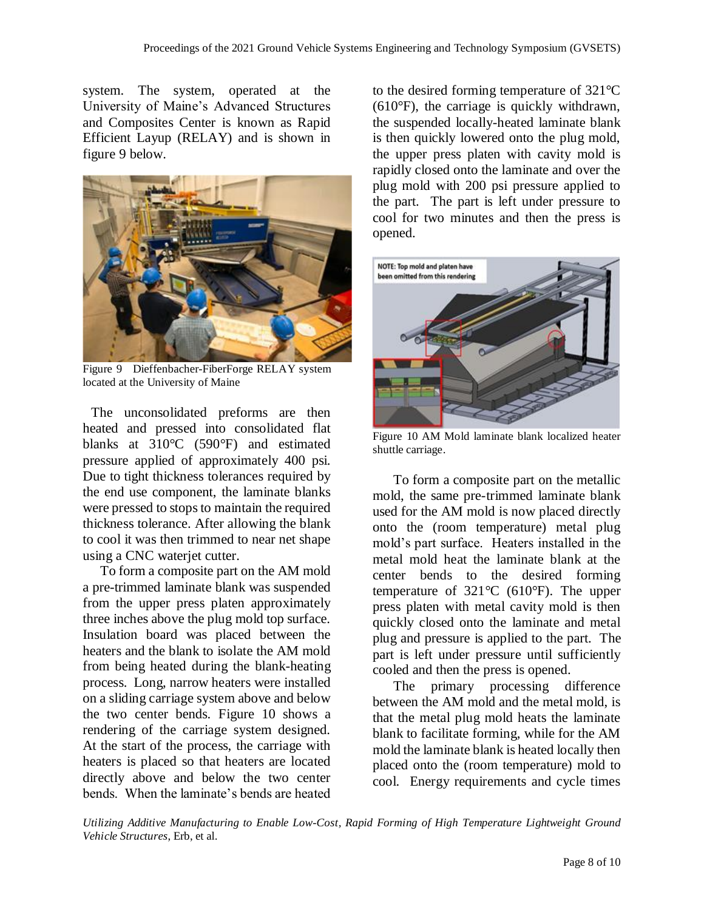system. The system, operated at the University of Maine's Advanced Structures and Composites Center is known as Rapid Efficient Layup (RELAY) and is shown in figure 9 below.

Figure 9 Dieffenbacher-FiberForge RELAY system located at the University of Maine

The unconsolidated preforms are then heated and pressed into consolidated flat blanks at 310°C (590°F) and estimated pressure applied of approximately 400 psi. Due to tight thickness tolerances required by the end use component, the laminate blanks were pressed to stops to maintain the required thickness tolerance. After allowing the blank to cool it was then trimmed to near net shape using a CNC waterjet cutter.

To form a composite part on the AM mold a pre-trimmed laminate blank was suspended from the upper press platen approximately three inches above the plug mold top surface. Insulation board was placed between the heaters and the blank to isolate the AM mold from being heated during the blank-heating process. Long, narrow heaters were installed on a sliding carriage system above and below the two center bends. Figure 10 shows a rendering of the carriage system designed. At the start of the process, the carriage with heaters is placed so that heaters are located directly above and below the two center bends. When the laminate's bends are heated to the desired forming temperature of 321°C (610°F), the carriage is quickly withdrawn, the suspended locally-heated laminate blank is then quickly lowered onto the plug mold, the upper press platen with cavity mold is rapidly closed onto the laminate and over the plug mold with 200 psi pressure applied to the part. The part is left under pressure to cool for two minutes and then the press is opened.

Figure 10 AM Mold laminate blank localized heater shuttle carriage.

To form a composite part on the metallic mold, the same pre-trimmed laminate blank used for the AM mold is now placed directly onto the (room temperature) metal plug mold's part surface. Heaters installed in the metal mold heat the laminate blank at the center bends to the desired forming temperature of 321°C (610°F). The upper press platen with metal cavity mold is then quickly closed onto the laminate and metal plug and pressure is applied to the part. The part is left under pressure until sufficiently cooled and then the press is opened.

The primary processing difference between the AM mold and the metal mold, is that the metal plug mold heats the laminate blank to facilitate forming, while for the AM mold the laminate blank is heated locally then placed onto the (room temperature) mold to cool. Energy requirements and cycle times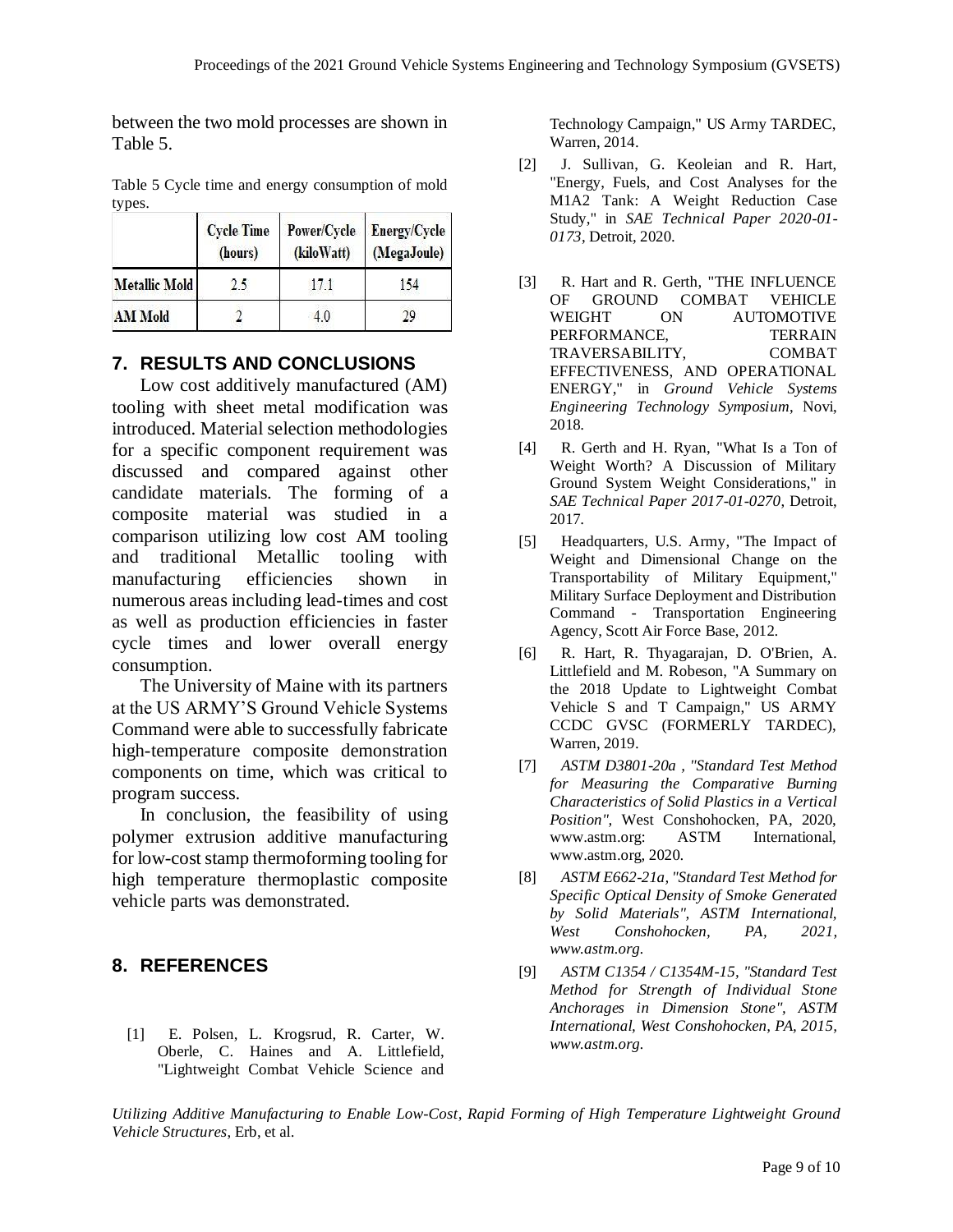between the two mold processes are shown in Table 5.

Table 5 Cycle time and energy consumption of mold types.

| | Cycle Time (hours) | Power/Cycle (kiloWatt) | Energy/Cycle (MegaJoule) |
|---|---|---|---|
| Metallic Mold | 2.5 | 17.1 | 154 |
| AM Mold | 2 | 4.0 | 29 |

## 7. RESULTS AND CONCLUSIONS

Low cost additively manufactured (AM) tooling with sheet metal modification was introduced. Material selection methodologies for a specific component requirement was discussed and compared against other candidate materials. The forming of a composite material was studied in a comparison utilizing low cost AM tooling and traditional Metallic tooling with manufacturing efficiencies shown in numerous areas including lead-times and cost as well as production efficiencies in faster cycle times and lower overall energy consumption.

The University of Maine with its partners at the US ARMY'S Ground Vehicle Systems Command were able to successfully fabricate high-temperature composite demonstration components on time, which was critical to program success.

In conclusion, the feasibility of using polymer extrusion additive manufacturing for low-cost stamp thermoforming tooling for high temperature thermoplastic composite vehicle parts was demonstrated.

## 8. REFERENCES

[1] E. Polsen, L. Krogsrud, R. Carter, W. Oberle, C. Haines and A. Littlefield, "Lightweight Combat Vehicle Science and Technology Campaign," US Army TARDEC, Warren, 2014.

[2] J. Sullivan, G. Keoleian and R. Hart, "Energy, Fuels, and Cost Analyses for the M1A2 Tank: A Weight Reduction Case Study," in *SAE Technical Paper 2020-01-0173*, Detroit, 2020.

[3] R. Hart and R. Gerth, "THE INFLUENCE OF GROUND COMBAT VEHICLE WEIGHT ON AUTOMOTIVE PERFORMANCE, TERRAIN TRAVERSABILITY, COMBAT EFFECTIVENESS, AND OPERATIONAL ENERGY," in *Ground Vehicle Systems Engineering Technology Symposium*, Novi, 2018.

[4] R. Gerth and H. Ryan, "What Is a Ton of Weight Worth? A Discussion of Military Ground System Weight Considerations," in *SAE Technical Paper 2017-01-0270*, Detroit, 2017.

[5] Headquarters, U.S. Army, "The Impact of Weight and Dimensional Change on the Transportability of Military Equipment," Military Surface Deployment and Distribution Command - Transportation Engineering Agency, Scott Air Force Base, 2012.

[6] R. Hart, R. Thyagarajan, D. O'Brien, A. Littlefield and M. Robeson, "A Summary on the 2018 Update to Lightweight Combat Vehicle S and T Campaign," US ARMY CCDC GVSC (FORMERLY TARDEC), Warren, 2019.

[7] *ASTM D3801-20a , "Standard Test Method for Measuring the Comparative Burning Characteristics of Solid Plastics in a Vertical Position"*, West Conshohocken, PA, 2020, www.astm.org: ASTM International, www.astm.org, 2020.

[8] *ASTM E662-21a, "Standard Test Method for Specific Optical Density of Smoke Generated by Solid Materials", ASTM International, West Conshohocken, PA, 2021, www.astm.org.*

[9] *ASTM C1354 / C1354M-15, "Standard Test Method for Strength of Individual Stone Anchorages in Dimension Stone", ASTM International, West Conshohocken, PA, 2015, www.astm.org.*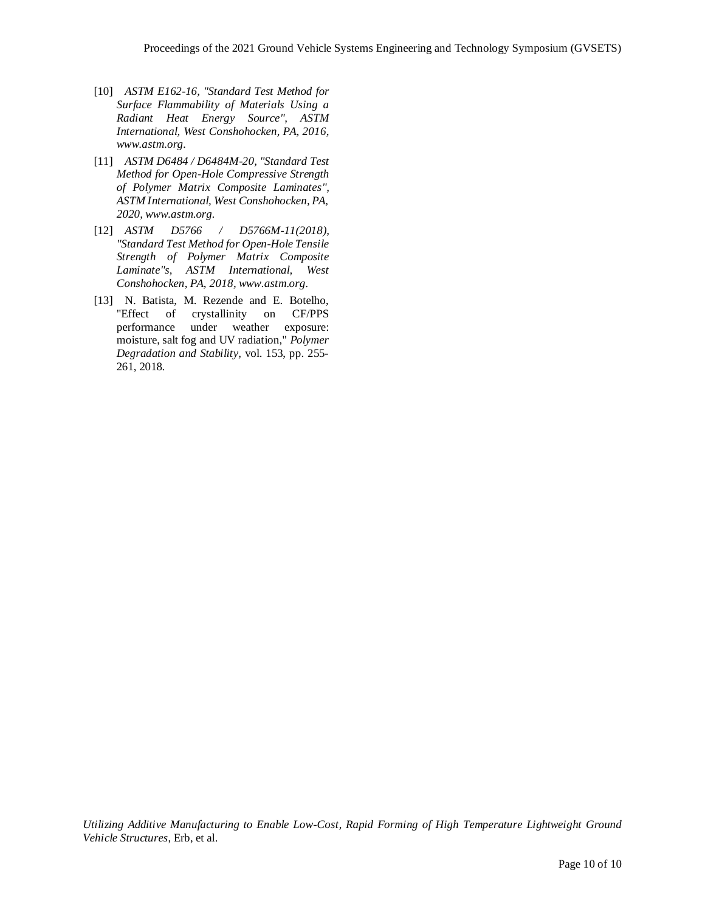[10] *ASTM E162-16, "Standard Test Method for Surface Flammability of Materials Using a Radiant Heat Energy Source", ASTM International, West Conshohocken, PA, 2016, www.astm.org.*

[11] *ASTM D6484 / D6484M-20, "Standard Test Method for Open-Hole Compressive Strength of Polymer Matrix Composite Laminates", ASTM International, West Conshohocken, PA, 2020, www.astm.org.*

[12] *ASTM D5766 / D5766M-11(2018), "Standard Test Method for Open-Hole Tensile Strength of Polymer Matrix Composite Laminate"s, ASTM International, West Conshohocken, PA, 2018, www.astm.org.*

[13] N. Batista, M. Rezende and E. Botelho, "Effect of crystallinity on CF/PPS performance under weather exposure: moisture, salt fog and UV radiation," *Polymer Degradation and Stability*, vol. 153, pp. 255-261, 2018.